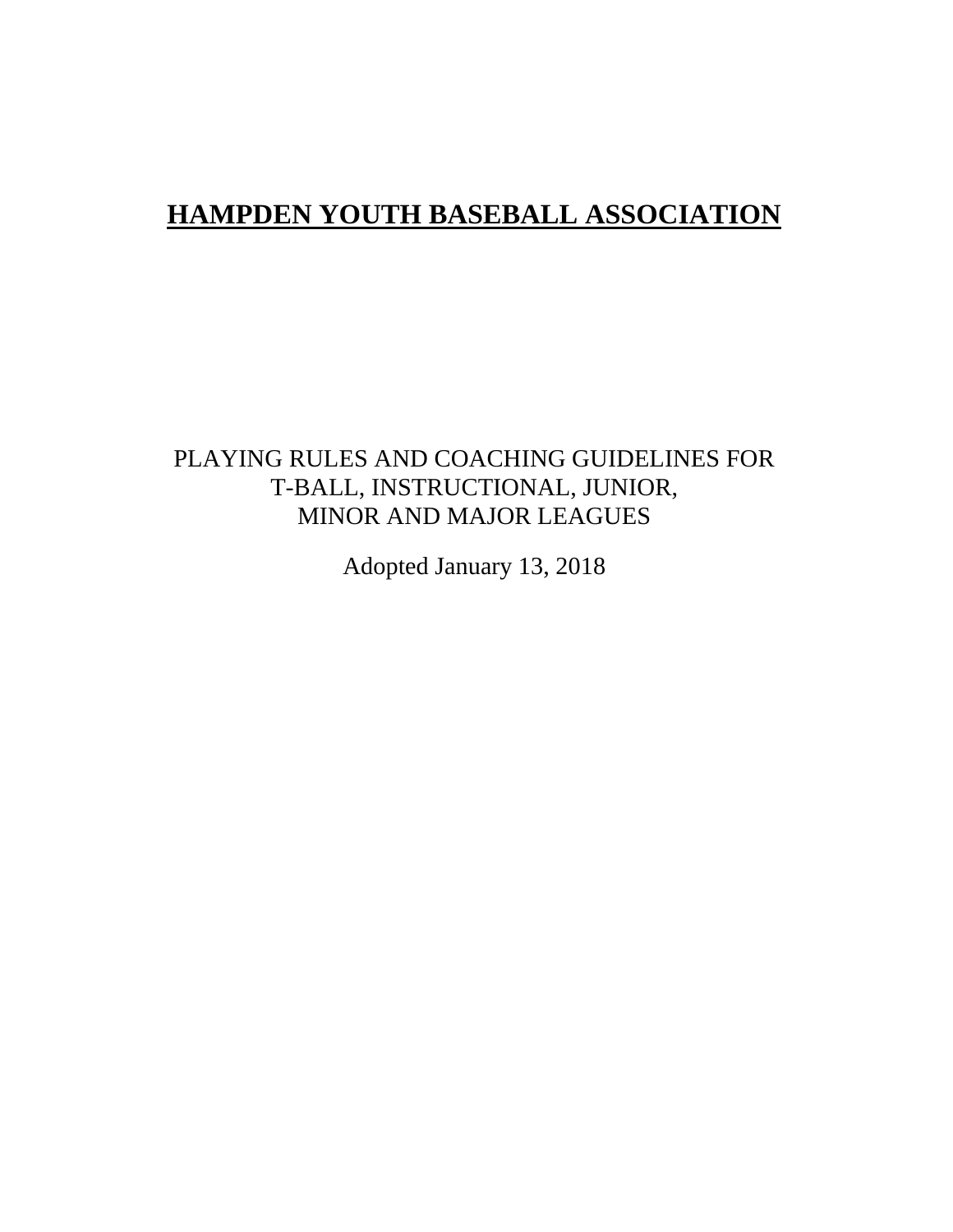# **HAMPDEN YOUTH BASEBALL ASSOCIATION**

PLAYING RULES AND COACHING GUIDELINES FOR
T-BALL, INSTRUCTIONAL, JUNIOR,
MINOR AND MAJOR LEAGUES

Adopted January 13, 2018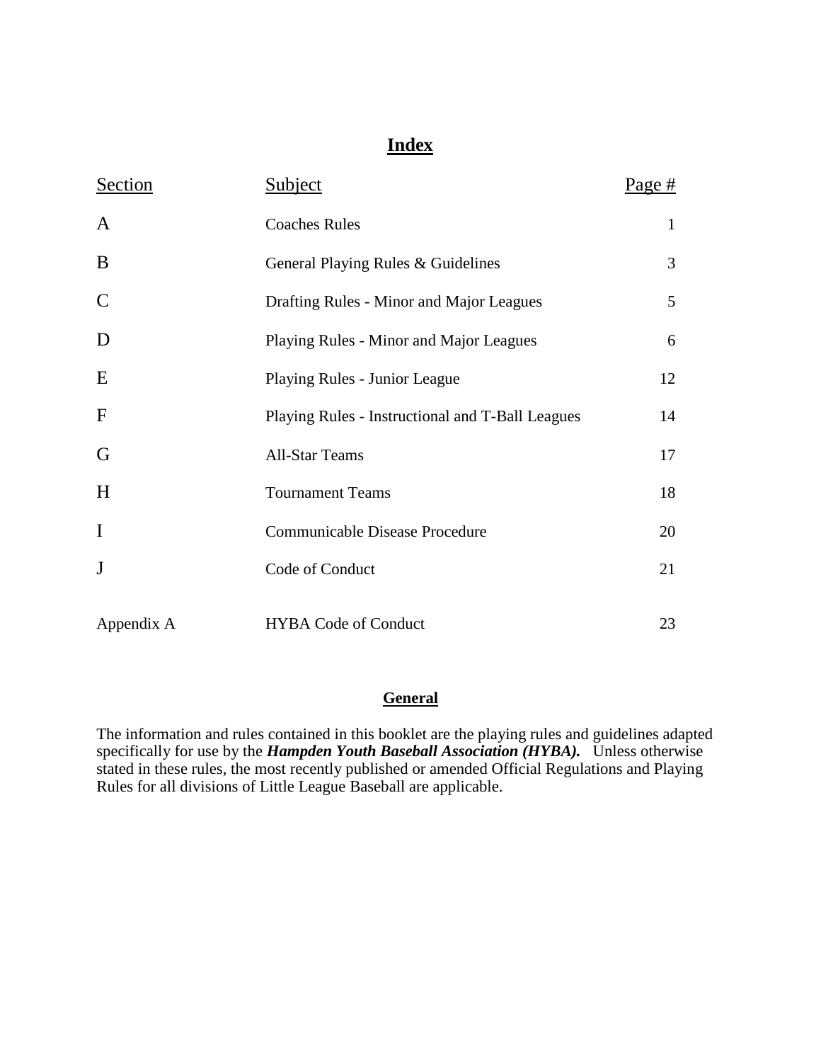# Index

| Section | Subject | Page # |
|---|---|---|
| A | Coaches Rules | 1 |
| B | General Playing Rules & Guidelines | 3 |
| C | Drafting Rules - Minor and Major Leagues | 5 |
| D | Playing Rules - Minor and Major Leagues | 6 |
| E | Playing Rules - Junior League | 12 |
| F | Playing Rules - Instructional and T-Ball Leagues | 14 |
| G | All-Star Teams | 17 |
| H | Tournament Teams | 18 |
| I | Communicable Disease Procedure | 20 |
| J | Code of Conduct | 21 |
| Appendix A | HYBA Code of Conduct | 23 |

## General

The information and rules contained in this booklet are the playing rules and guidelines adapted specifically for use by the ***Hampden Youth Baseball Association (HYBA).*** Unless otherwise stated in these rules, the most recently published or amended Official Regulations and Playing Rules for all divisions of Little League Baseball are applicable.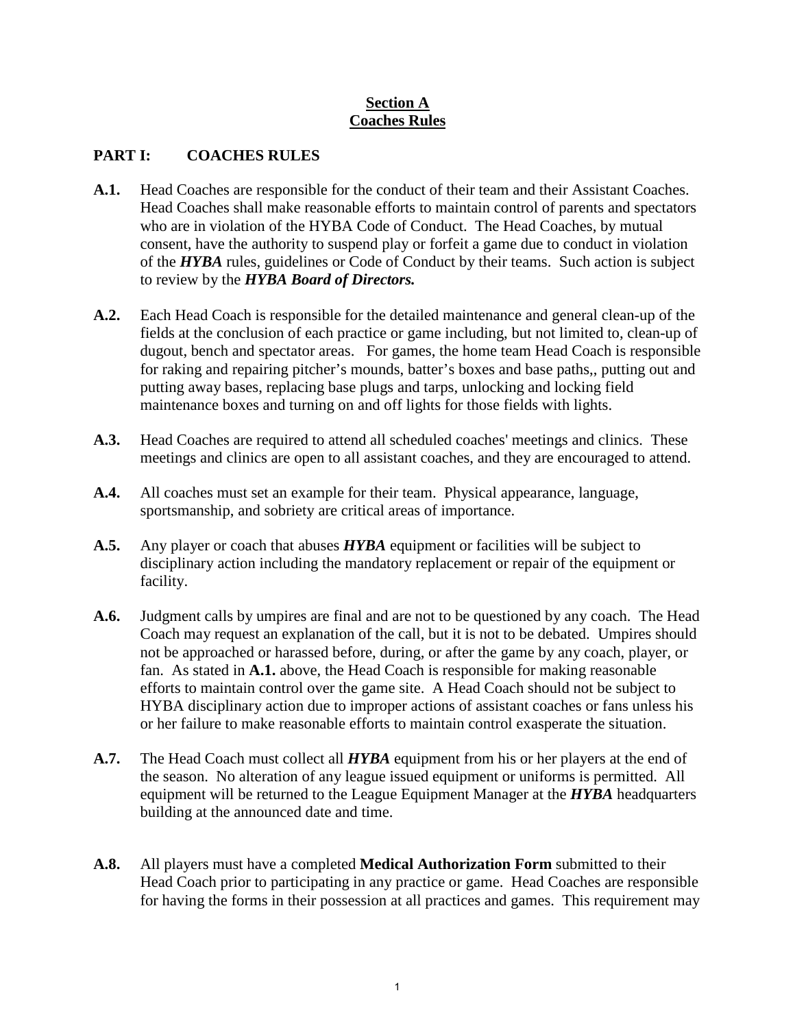**Section A**
**Coaches Rules**

## PART I: COACHES RULES

**A.1.** Head Coaches are responsible for the conduct of their team and their Assistant Coaches. Head Coaches shall make reasonable efforts to maintain control of parents and spectators who are in violation of the HYBA Code of Conduct. The Head Coaches, by mutual consent, have the authority to suspend play or forfeit a game due to conduct in violation of the ***HYBA*** rules, guidelines or Code of Conduct by their teams. Such action is subject to review by the ***HYBA Board of Directors.***

**A.2.** Each Head Coach is responsible for the detailed maintenance and general clean-up of the fields at the conclusion of each practice or game including, but not limited to, clean-up of dugout, bench and spectator areas. For games, the home team Head Coach is responsible for raking and repairing pitcher's mounds, batter's boxes and base paths,, putting out and putting away bases, replacing base plugs and tarps, unlocking and locking field maintenance boxes and turning on and off lights for those fields with lights.

**A.3.** Head Coaches are required to attend all scheduled coaches' meetings and clinics. These meetings and clinics are open to all assistant coaches, and they are encouraged to attend.

**A.4.** All coaches must set an example for their team. Physical appearance, language, sportsmanship, and sobriety are critical areas of importance.

**A.5.** Any player or coach that abuses ***HYBA*** equipment or facilities will be subject to disciplinary action including the mandatory replacement or repair of the equipment or facility.

**A.6.** Judgment calls by umpires are final and are not to be questioned by any coach. The Head Coach may request an explanation of the call, but it is not to be debated. Umpires should not be approached or harassed before, during, or after the game by any coach, player, or fan. As stated in **A.1.** above, the Head Coach is responsible for making reasonable efforts to maintain control over the game site. A Head Coach should not be subject to HYBA disciplinary action due to improper actions of assistant coaches or fans unless his or her failure to make reasonable efforts to maintain control exasperate the situation.

**A.7.** The Head Coach must collect all ***HYBA*** equipment from his or her players at the end of the season. No alteration of any league issued equipment or uniforms is permitted. All equipment will be returned to the League Equipment Manager at the ***HYBA*** headquarters building at the announced date and time.

**A.8.** All players must have a completed **Medical Authorization Form** submitted to their Head Coach prior to participating in any practice or game. Head Coaches are responsible for having the forms in their possession at all practices and games. This requirement may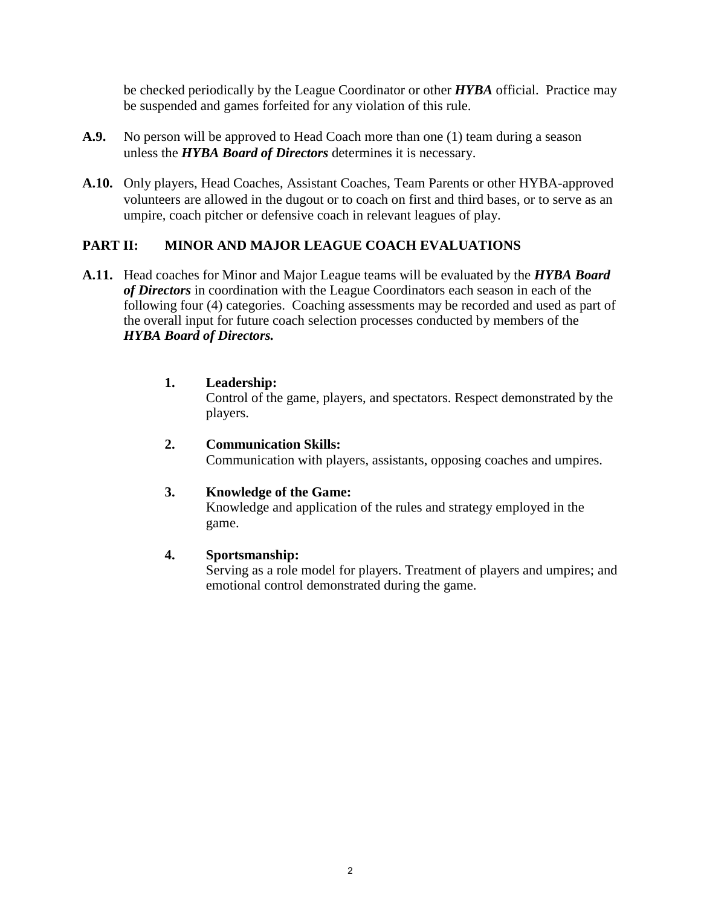be checked periodically by the League Coordinator or other ***HYBA*** official. Practice may be suspended and games forfeited for any violation of this rule.

**A.9.** No person will be approved to Head Coach more than one (1) team during a season unless the ***HYBA Board of Directors*** determines it is necessary.

**A.10.** Only players, Head Coaches, Assistant Coaches, Team Parents or other HYBA-approved volunteers are allowed in the dugout or to coach on first and third bases, or to serve as an umpire, coach pitcher or defensive coach in relevant leagues of play.

## PART II: MINOR AND MAJOR LEAGUE COACH EVALUATIONS

**A.11.** Head coaches for Minor and Major League teams will be evaluated by the ***HYBA Board of Directors*** in coordination with the League Coordinators each season in each of the following four (4) categories. Coaching assessments may be recorded and used as part of the overall input for future coach selection processes conducted by members of the ***HYBA Board of Directors.***

1. **Leadership:**
   Control of the game, players, and spectators. Respect demonstrated by the players.

2. **Communication Skills:**
   Communication with players, assistants, opposing coaches and umpires.

3. **Knowledge of the Game:**
   Knowledge and application of the rules and strategy employed in the game.

4. **Sportsmanship:**
   Serving as a role model for players. Treatment of players and umpires; and emotional control demonstrated during the game.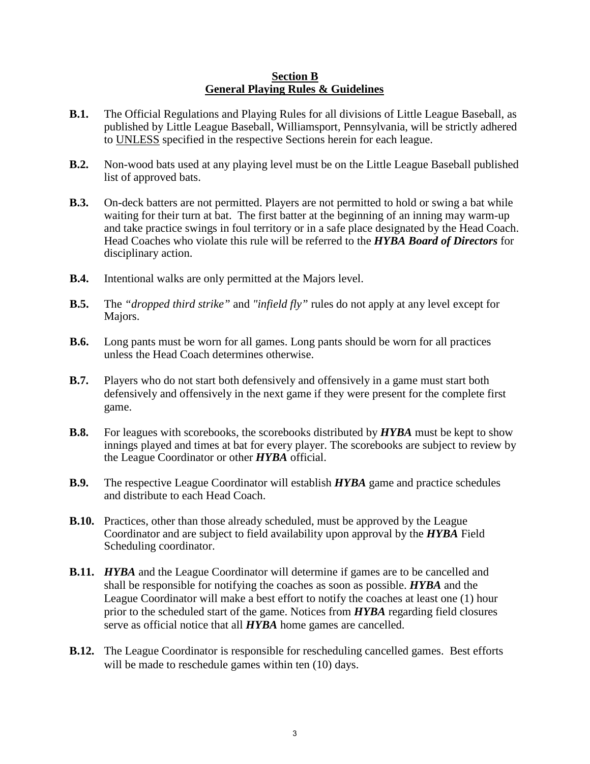## Section B
## General Playing Rules & Guidelines

**B.1.** The Official Regulations and Playing Rules for all divisions of Little League Baseball, as published by Little League Baseball, Williamsport, Pennsylvania, will be strictly adhered to UNLESS specified in the respective Sections herein for each league.

**B.2.** Non-wood bats used at any playing level must be on the Little League Baseball published list of approved bats.

**B.3.** On-deck batters are not permitted. Players are not permitted to hold or swing a bat while waiting for their turn at bat. The first batter at the beginning of an inning may warm-up and take practice swings in foul territory or in a safe place designated by the Head Coach. Head Coaches who violate this rule will be referred to the ***HYBA Board of Directors*** for disciplinary action.

**B.4.** Intentional walks are only permitted at the Majors level.

**B.5.** The *"dropped third strike"* and *"infield fly"* rules do not apply at any level except for Majors.

**B.6.** Long pants must be worn for all games. Long pants should be worn for all practices unless the Head Coach determines otherwise.

**B.7.** Players who do not start both defensively and offensively in a game must start both defensively and offensively in the next game if they were present for the complete first game.

**B.8.** For leagues with scorebooks, the scorebooks distributed by ***HYBA*** must be kept to show innings played and times at bat for every player. The scorebooks are subject to review by the League Coordinator or other ***HYBA*** official.

**B.9.** The respective League Coordinator will establish ***HYBA*** game and practice schedules and distribute to each Head Coach.

**B.10.** Practices, other than those already scheduled, must be approved by the League Coordinator and are subject to field availability upon approval by the ***HYBA*** Field Scheduling coordinator.

**B.11.** ***HYBA*** and the League Coordinator will determine if games are to be cancelled and shall be responsible for notifying the coaches as soon as possible. ***HYBA*** and the League Coordinator will make a best effort to notify the coaches at least one (1) hour prior to the scheduled start of the game. Notices from ***HYBA*** regarding field closures serve as official notice that all ***HYBA*** home games are cancelled.

**B.12.** The League Coordinator is responsible for rescheduling cancelled games. Best efforts will be made to reschedule games within ten (10) days.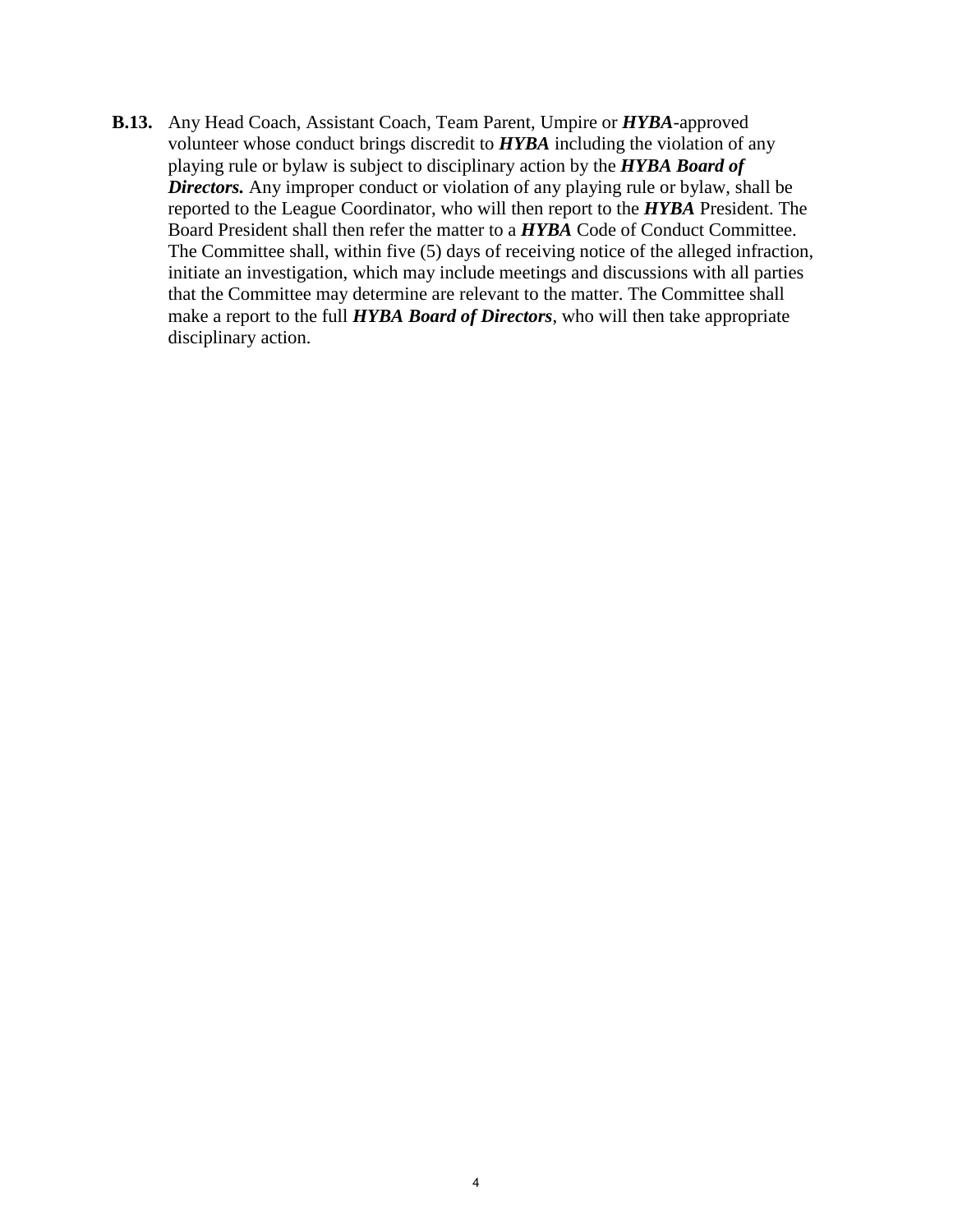**B.13.** Any Head Coach, Assistant Coach, Team Parent, Umpire or ***HYBA***-approved volunteer whose conduct brings discredit to ***HYBA*** including the violation of any playing rule or bylaw is subject to disciplinary action by the ***HYBA Board of Directors.*** Any improper conduct or violation of any playing rule or bylaw, shall be reported to the League Coordinator, who will then report to the ***HYBA*** President. The Board President shall then refer the matter to a ***HYBA*** Code of Conduct Committee. The Committee shall, within five (5) days of receiving notice of the alleged infraction, initiate an investigation, which may include meetings and discussions with all parties that the Committee may determine are relevant to the matter. The Committee shall make a report to the full ***HYBA Board of Directors***, who will then take appropriate disciplinary action.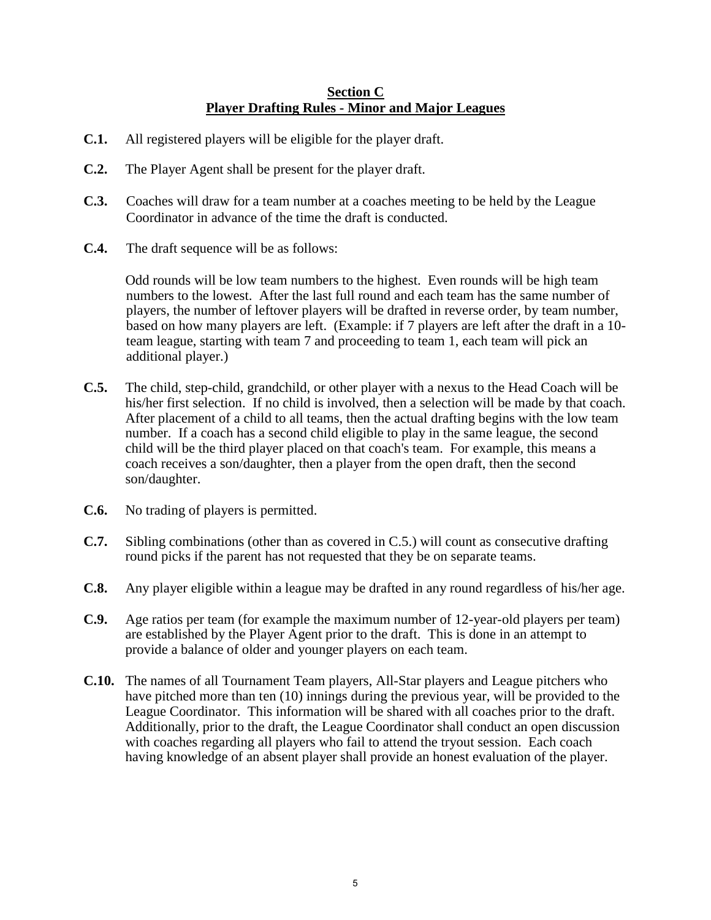## Section C
## Player Drafting Rules - Minor and Major Leagues

**C.1.** All registered players will be eligible for the player draft.

**C.2.** The Player Agent shall be present for the player draft.

**C.3.** Coaches will draw for a team number at a coaches meeting to be held by the League Coordinator in advance of the time the draft is conducted.

**C.4.** The draft sequence will be as follows:

Odd rounds will be low team numbers to the highest. Even rounds will be high team numbers to the lowest. After the last full round and each team has the same number of players, the number of leftover players will be drafted in reverse order, by team number, based on how many players are left. (Example: if 7 players are left after the draft in a 10-team league, starting with team 7 and proceeding to team 1, each team will pick an additional player.)

**C.5.** The child, step-child, grandchild, or other player with a nexus to the Head Coach will be his/her first selection. If no child is involved, then a selection will be made by that coach. After placement of a child to all teams, then the actual drafting begins with the low team number. If a coach has a second child eligible to play in the same league, the second child will be the third player placed on that coach's team. For example, this means a coach receives a son/daughter, then a player from the open draft, then the second son/daughter.

**C.6.** No trading of players is permitted.

**C.7.** Sibling combinations (other than as covered in C.5.) will count as consecutive drafting round picks if the parent has not requested that they be on separate teams.

**C.8.** Any player eligible within a league may be drafted in any round regardless of his/her age.

**C.9.** Age ratios per team (for example the maximum number of 12-year-old players per team) are established by the Player Agent prior to the draft. This is done in an attempt to provide a balance of older and younger players on each team.

**C.10.** The names of all Tournament Team players, All-Star players and League pitchers who have pitched more than ten (10) innings during the previous year, will be provided to the League Coordinator. This information will be shared with all coaches prior to the draft. Additionally, prior to the draft, the League Coordinator shall conduct an open discussion with coaches regarding all players who fail to attend the tryout session. Each coach having knowledge of an absent player shall provide an honest evaluation of the player.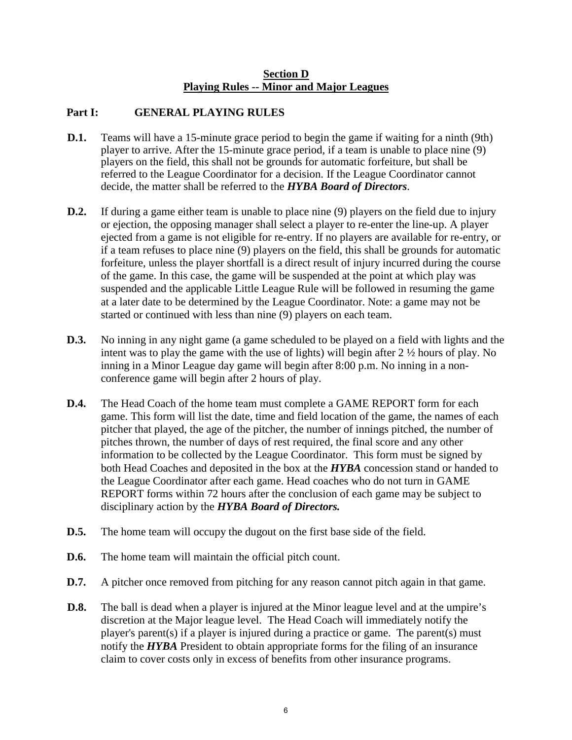## **Section D**
## **Playing Rules -- Minor and Major Leagues**

### **Part I: GENERAL PLAYING RULES**

**D.1.** Teams will have a 15-minute grace period to begin the game if waiting for a ninth (9th) player to arrive. After the 15-minute grace period, if a team is unable to place nine (9) players on the field, this shall not be grounds for automatic forfeiture, but shall be referred to the League Coordinator for a decision. If the League Coordinator cannot decide, the matter shall be referred to the ***HYBA Board of Directors***.

**D.2.** If during a game either team is unable to place nine (9) players on the field due to injury or ejection, the opposing manager shall select a player to re-enter the line-up. A player ejected from a game is not eligible for re-entry. If no players are available for re-entry, or if a team refuses to place nine (9) players on the field, this shall be grounds for automatic forfeiture, unless the player shortfall is a direct result of injury incurred during the course of the game. In this case, the game will be suspended at the point at which play was suspended and the applicable Little League Rule will be followed in resuming the game at a later date to be determined by the League Coordinator. Note: a game may not be started or continued with less than nine (9) players on each team.

**D.3.** No inning in any night game (a game scheduled to be played on a field with lights and the intent was to play the game with the use of lights) will begin after 2 ½ hours of play. No inning in a Minor League day game will begin after 8:00 p.m. No inning in a non-conference game will begin after 2 hours of play.

**D.4.** The Head Coach of the home team must complete a GAME REPORT form for each game. This form will list the date, time and field location of the game, the names of each pitcher that played, the age of the pitcher, the number of innings pitched, the number of pitches thrown, the number of days of rest required, the final score and any other information to be collected by the League Coordinator. This form must be signed by both Head Coaches and deposited in the box at the ***HYBA*** concession stand or handed to the League Coordinator after each game. Head coaches who do not turn in GAME REPORT forms within 72 hours after the conclusion of each game may be subject to disciplinary action by the ***HYBA Board of Directors.***

**D.5.** The home team will occupy the dugout on the first base side of the field.

**D.6.** The home team will maintain the official pitch count.

**D.7.** A pitcher once removed from pitching for any reason cannot pitch again in that game.

**D.8.** The ball is dead when a player is injured at the Minor league level and at the umpire's discretion at the Major league level. The Head Coach will immediately notify the player's parent(s) if a player is injured during a practice or game. The parent(s) must notify the ***HYBA*** President to obtain appropriate forms for the filing of an insurance claim to cover costs only in excess of benefits from other insurance programs.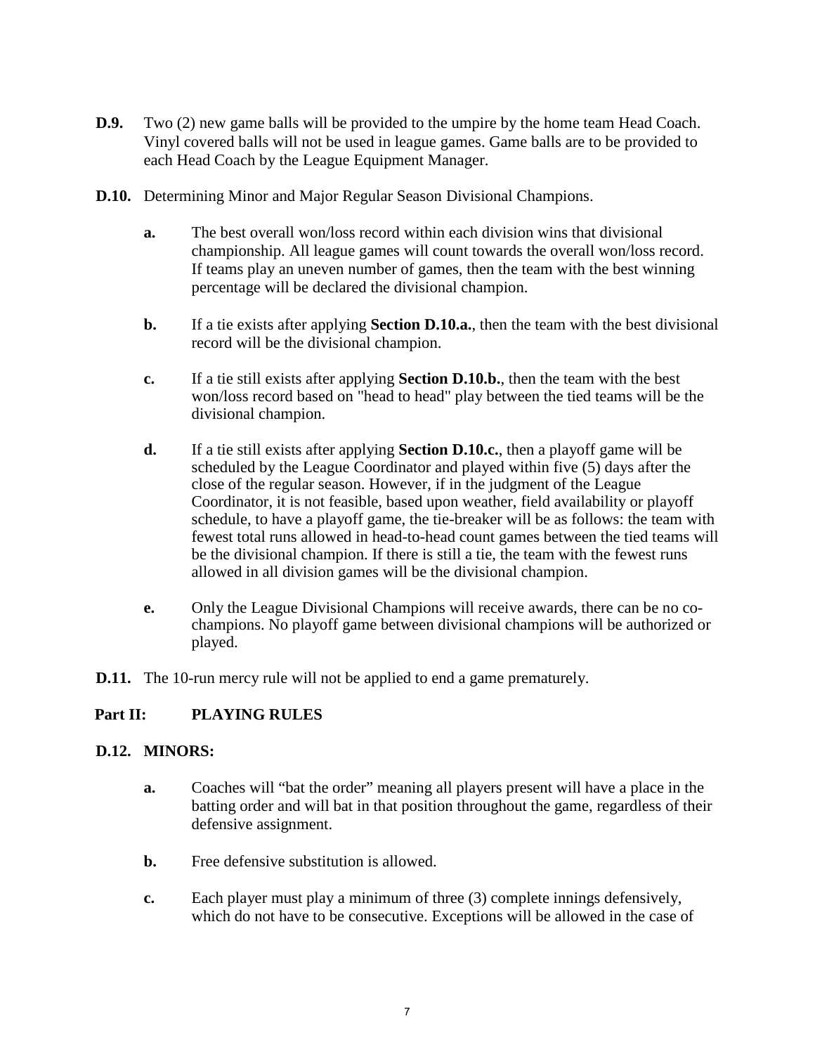**D.9.** Two (2) new game balls will be provided to the umpire by the home team Head Coach. Vinyl covered balls will not be used in league games. Game balls are to be provided to each Head Coach by the League Equipment Manager.

**D.10.** Determining Minor and Major Regular Season Divisional Champions.

- **a.** The best overall won/loss record within each division wins that divisional championship. All league games will count towards the overall won/loss record. If teams play an uneven number of games, then the team with the best winning percentage will be declared the divisional champion.

- **b.** If a tie exists after applying **Section D.10.a.**, then the team with the best divisional record will be the divisional champion.

- **c.** If a tie still exists after applying **Section D.10.b.**, then the team with the best won/loss record based on "head to head" play between the tied teams will be the divisional champion.

- **d.** If a tie still exists after applying **Section D.10.c.**, then a playoff game will be scheduled by the League Coordinator and played within five (5) days after the close of the regular season. However, if in the judgment of the League Coordinator, it is not feasible, based upon weather, field availability or playoff schedule, to have a playoff game, the tie-breaker will be as follows: the team with fewest total runs allowed in head-to-head count games between the tied teams will be the divisional champion. If there is still a tie, the team with the fewest runs allowed in all division games will be the divisional champion.

- **e.** Only the League Divisional Champions will receive awards, there can be no co-champions. No playoff game between divisional champions will be authorized or played.

**D.11.** The 10-run mercy rule will not be applied to end a game prematurely.

## Part II: PLAYING RULES

**D.12. MINORS:**

- **a.** Coaches will "bat the order" meaning all players present will have a place in the batting order and will bat in that position throughout the game, regardless of their defensive assignment.

- **b.** Free defensive substitution is allowed.

- **c.** Each player must play a minimum of three (3) complete innings defensively, which do not have to be consecutive. Exceptions will be allowed in the case of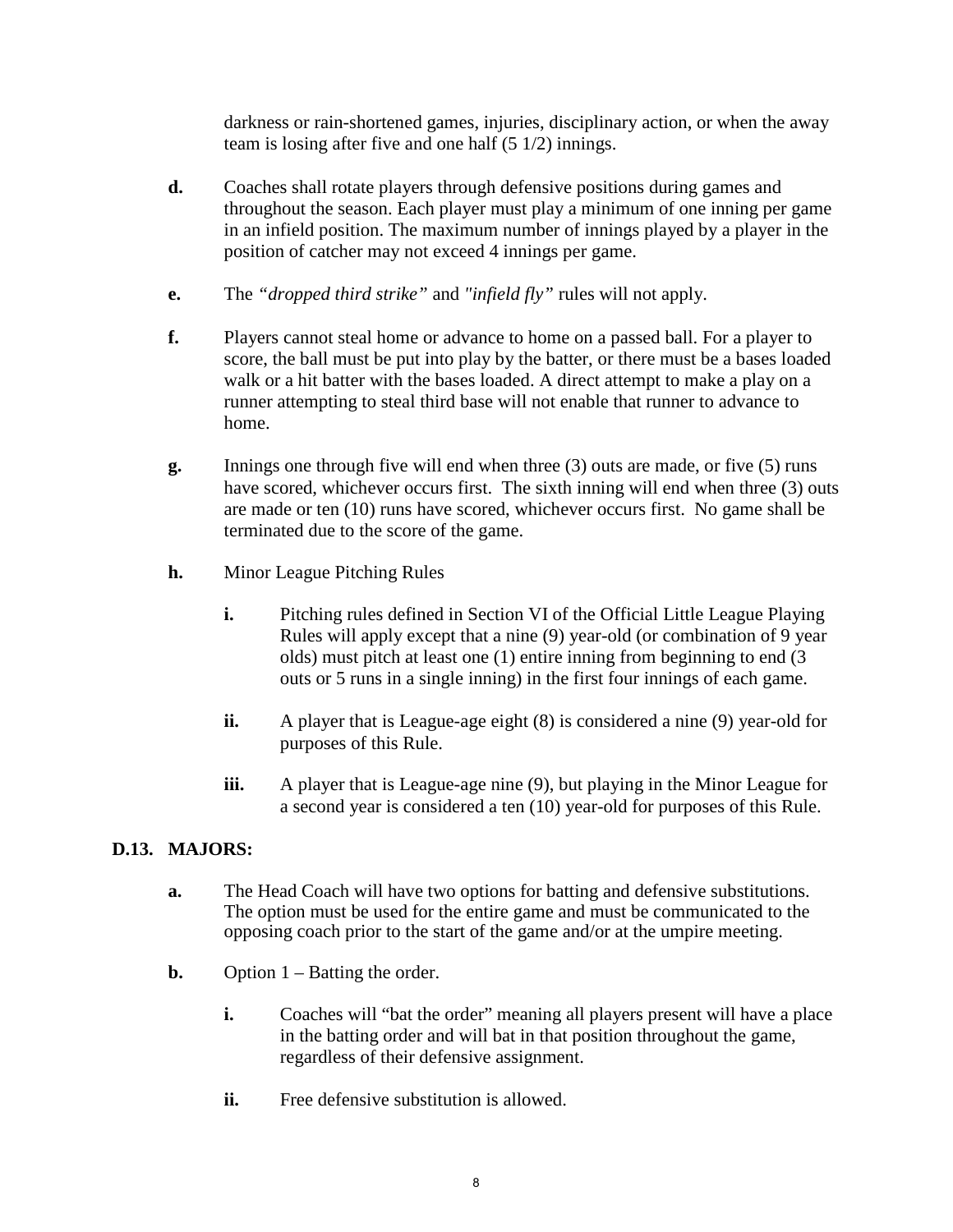darkness or rain-shortened games, injuries, disciplinary action, or when the away team is losing after five and one half (5 1/2) innings.

**d.** Coaches shall rotate players through defensive positions during games and throughout the season. Each player must play a minimum of one inning per game in an infield position. The maximum number of innings played by a player in the position of catcher may not exceed 4 innings per game.

**e.** The *"dropped third strike"* and *"infield fly"* rules will not apply.

**f.** Players cannot steal home or advance to home on a passed ball. For a player to score, the ball must be put into play by the batter, or there must be a bases loaded walk or a hit batter with the bases loaded. A direct attempt to make a play on a runner attempting to steal third base will not enable that runner to advance to home.

**g.** Innings one through five will end when three (3) outs are made, or five (5) runs have scored, whichever occurs first. The sixth inning will end when three (3) outs are made or ten (10) runs have scored, whichever occurs first. No game shall be terminated due to the score of the game.

**h.** Minor League Pitching Rules

- **i.** Pitching rules defined in Section VI of the Official Little League Playing Rules will apply except that a nine (9) year-old (or combination of 9 year olds) must pitch at least one (1) entire inning from beginning to end (3 outs or 5 runs in a single inning) in the first four innings of each game.

- **ii.** A player that is League-age eight (8) is considered a nine (9) year-old for purposes of this Rule.

- **iii.** A player that is League-age nine (9), but playing in the Minor League for a second year is considered a ten (10) year-old for purposes of this Rule.

## D.13. MAJORS:

**a.** The Head Coach will have two options for batting and defensive substitutions. The option must be used for the entire game and must be communicated to the opposing coach prior to the start of the game and/or at the umpire meeting.

**b.** Option 1 – Batting the order.

- **i.** Coaches will "bat the order" meaning all players present will have a place in the batting order and will bat in that position throughout the game, regardless of their defensive assignment.

- **ii.** Free defensive substitution is allowed.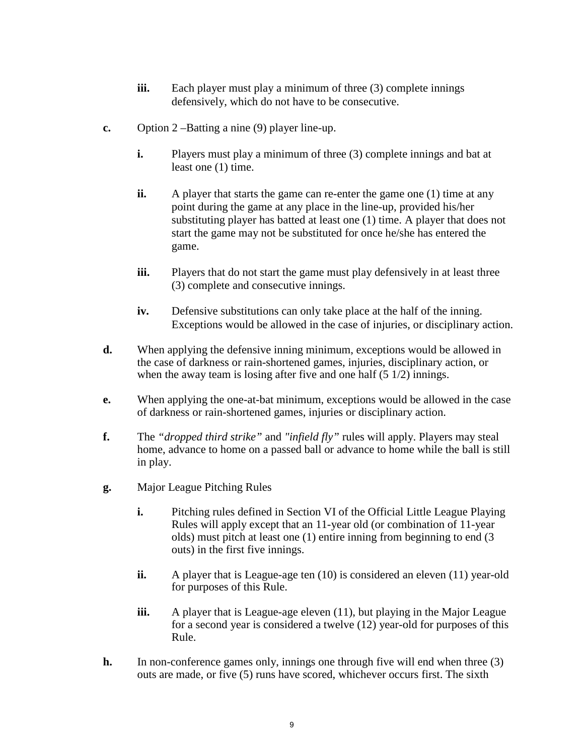- **iii.** Each player must play a minimum of three (3) complete innings defensively, which do not have to be consecutive.

**c.** Option 2 –Batting a nine (9) player line-up.

- **i.** Players must play a minimum of three (3) complete innings and bat at least one (1) time.
- **ii.** A player that starts the game can re-enter the game one (1) time at any point during the game at any place in the line-up, provided his/her substituting player has batted at least one (1) time. A player that does not start the game may not be substituted for once he/she has entered the game.
- **iii.** Players that do not start the game must play defensively in at least three (3) complete and consecutive innings.
- **iv.** Defensive substitutions can only take place at the half of the inning. Exceptions would be allowed in the case of injuries, or disciplinary action.

**d.** When applying the defensive inning minimum, exceptions would be allowed in the case of darkness or rain-shortened games, injuries, disciplinary action, or when the away team is losing after five and one half (5 1/2) innings.

**e.** When applying the one-at-bat minimum, exceptions would be allowed in the case of darkness or rain-shortened games, injuries or disciplinary action.

**f.** The *"dropped third strike"* and *"infield fly"* rules will apply. Players may steal home, advance to home on a passed ball or advance to home while the ball is still in play.

**g.** Major League Pitching Rules

- **i.** Pitching rules defined in Section VI of the Official Little League Playing Rules will apply except that an 11-year old (or combination of 11-year olds) must pitch at least one (1) entire inning from beginning to end (3 outs) in the first five innings.
- **ii.** A player that is League-age ten (10) is considered an eleven (11) year-old for purposes of this Rule.
- **iii.** A player that is League-age eleven (11), but playing in the Major League for a second year is considered a twelve (12) year-old for purposes of this Rule.

**h.** In non-conference games only, innings one through five will end when three (3) outs are made, or five (5) runs have scored, whichever occurs first. The sixth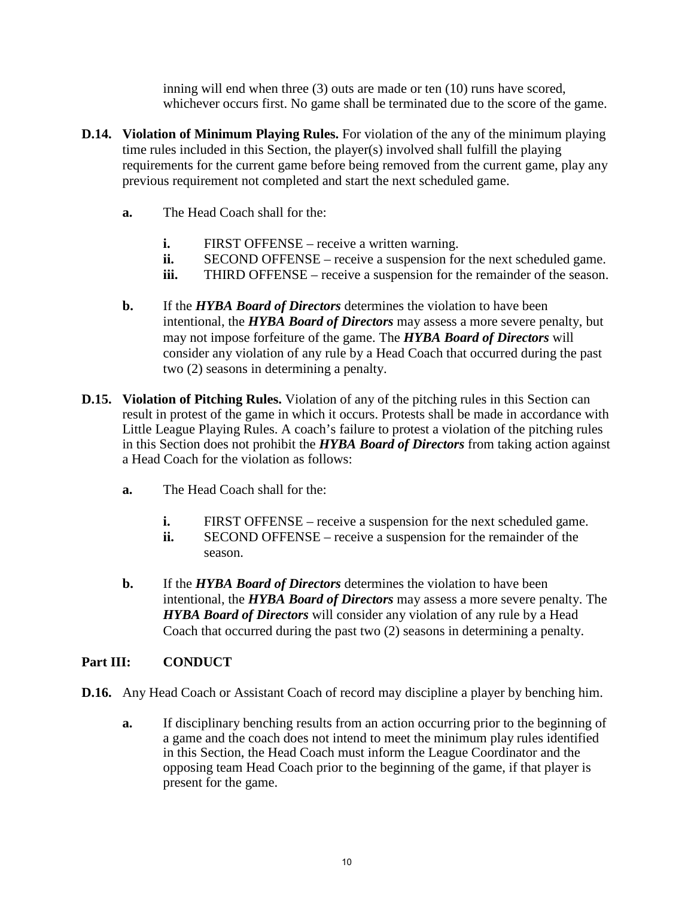inning will end when three (3) outs are made or ten (10) runs have scored, whichever occurs first. No game shall be terminated due to the score of the game.

**D.14. Violation of Minimum Playing Rules.** For violation of the any of the minimum playing time rules included in this Section, the player(s) involved shall fulfill the playing requirements for the current game before being removed from the current game, play any previous requirement not completed and start the next scheduled game.

- **a.** The Head Coach shall for the:
  - **i.** FIRST OFFENSE – receive a written warning.
  - **ii.** SECOND OFFENSE – receive a suspension for the next scheduled game.
  - **iii.** THIRD OFFENSE – receive a suspension for the remainder of the season.
- **b.** If the ***HYBA Board of Directors*** determines the violation to have been intentional, the ***HYBA Board of Directors*** may assess a more severe penalty, but may not impose forfeiture of the game. The ***HYBA Board of Directors*** will consider any violation of any rule by a Head Coach that occurred during the past two (2) seasons in determining a penalty.

**D.15. Violation of Pitching Rules.** Violation of any of the pitching rules in this Section can result in protest of the game in which it occurs. Protests shall be made in accordance with Little League Playing Rules. A coach's failure to protest a violation of the pitching rules in this Section does not prohibit the ***HYBA Board of Directors*** from taking action against a Head Coach for the violation as follows:

- **a.** The Head Coach shall for the:
  - **i.** FIRST OFFENSE – receive a suspension for the next scheduled game.
  - **ii.** SECOND OFFENSE – receive a suspension for the remainder of the season.
- **b.** If the ***HYBA Board of Directors*** determines the violation to have been intentional, the ***HYBA Board of Directors*** may assess a more severe penalty. The ***HYBA Board of Directors*** will consider any violation of any rule by a Head Coach that occurred during the past two (2) seasons in determining a penalty.

## Part III: CONDUCT

**D.16.** Any Head Coach or Assistant Coach of record may discipline a player by benching him.

- **a.** If disciplinary benching results from an action occurring prior to the beginning of a game and the coach does not intend to meet the minimum play rules identified in this Section, the Head Coach must inform the League Coordinator and the opposing team Head Coach prior to the beginning of the game, if that player is present for the game.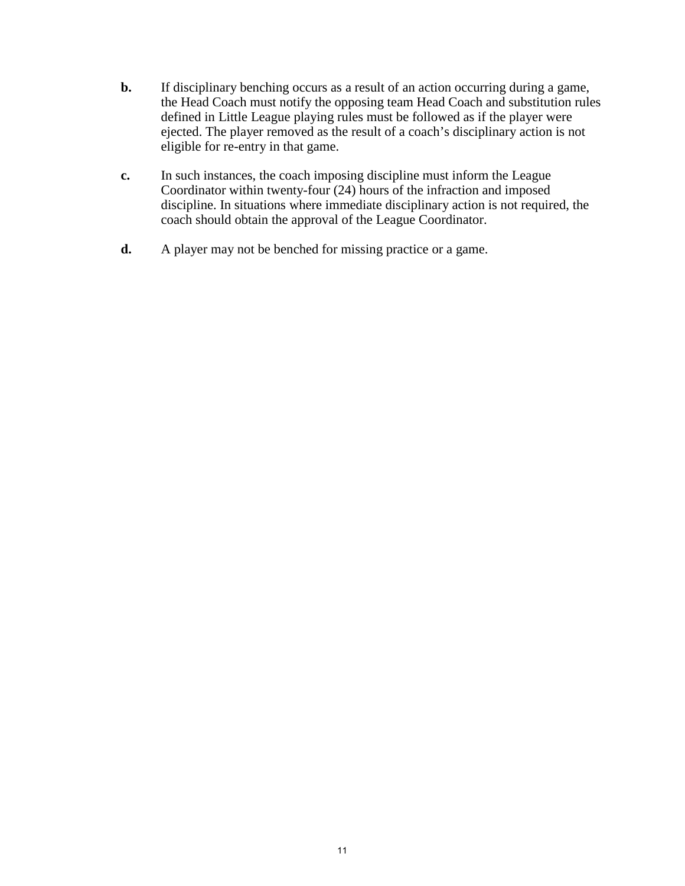**b.** If disciplinary benching occurs as a result of an action occurring during a game, the Head Coach must notify the opposing team Head Coach and substitution rules defined in Little League playing rules must be followed as if the player were ejected. The player removed as the result of a coach's disciplinary action is not eligible for re-entry in that game.

**c.** In such instances, the coach imposing discipline must inform the League Coordinator within twenty-four (24) hours of the infraction and imposed discipline. In situations where immediate disciplinary action is not required, the coach should obtain the approval of the League Coordinator.

**d.** A player may not be benched for missing practice or a game.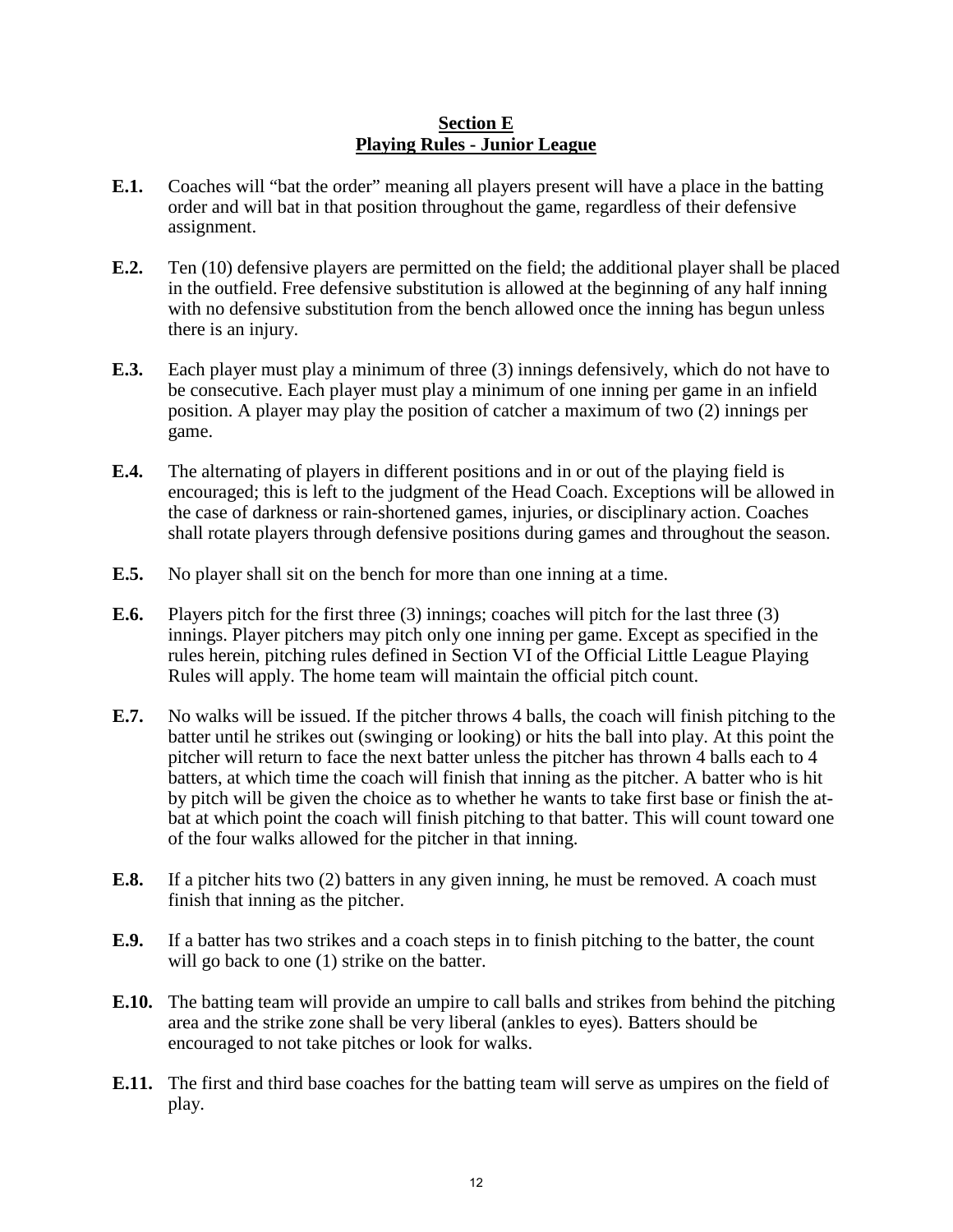## Section E
## Playing Rules - Junior League

**E.1.** Coaches will "bat the order" meaning all players present will have a place in the batting order and will bat in that position throughout the game, regardless of their defensive assignment.

**E.2.** Ten (10) defensive players are permitted on the field; the additional player shall be placed in the outfield. Free defensive substitution is allowed at the beginning of any half inning with no defensive substitution from the bench allowed once the inning has begun unless there is an injury.

**E.3.** Each player must play a minimum of three (3) innings defensively, which do not have to be consecutive. Each player must play a minimum of one inning per game in an infield position. A player may play the position of catcher a maximum of two (2) innings per game.

**E.4.** The alternating of players in different positions and in or out of the playing field is encouraged; this is left to the judgment of the Head Coach. Exceptions will be allowed in the case of darkness or rain-shortened games, injuries, or disciplinary action. Coaches shall rotate players through defensive positions during games and throughout the season.

**E.5.** No player shall sit on the bench for more than one inning at a time.

**E.6.** Players pitch for the first three (3) innings; coaches will pitch for the last three (3) innings. Player pitchers may pitch only one inning per game. Except as specified in the rules herein, pitching rules defined in Section VI of the Official Little League Playing Rules will apply. The home team will maintain the official pitch count.

**E.7.** No walks will be issued. If the pitcher throws 4 balls, the coach will finish pitching to the batter until he strikes out (swinging or looking) or hits the ball into play. At this point the pitcher will return to face the next batter unless the pitcher has thrown 4 balls each to 4 batters, at which time the coach will finish that inning as the pitcher. A batter who is hit by pitch will be given the choice as to whether he wants to take first base or finish the at-bat at which point the coach will finish pitching to that batter. This will count toward one of the four walks allowed for the pitcher in that inning.

**E.8.** If a pitcher hits two (2) batters in any given inning, he must be removed. A coach must finish that inning as the pitcher.

**E.9.** If a batter has two strikes and a coach steps in to finish pitching to the batter, the count will go back to one (1) strike on the batter.

**E.10.** The batting team will provide an umpire to call balls and strikes from behind the pitching area and the strike zone shall be very liberal (ankles to eyes). Batters should be encouraged to not take pitches or look for walks.

**E.11.** The first and third base coaches for the batting team will serve as umpires on the field of play.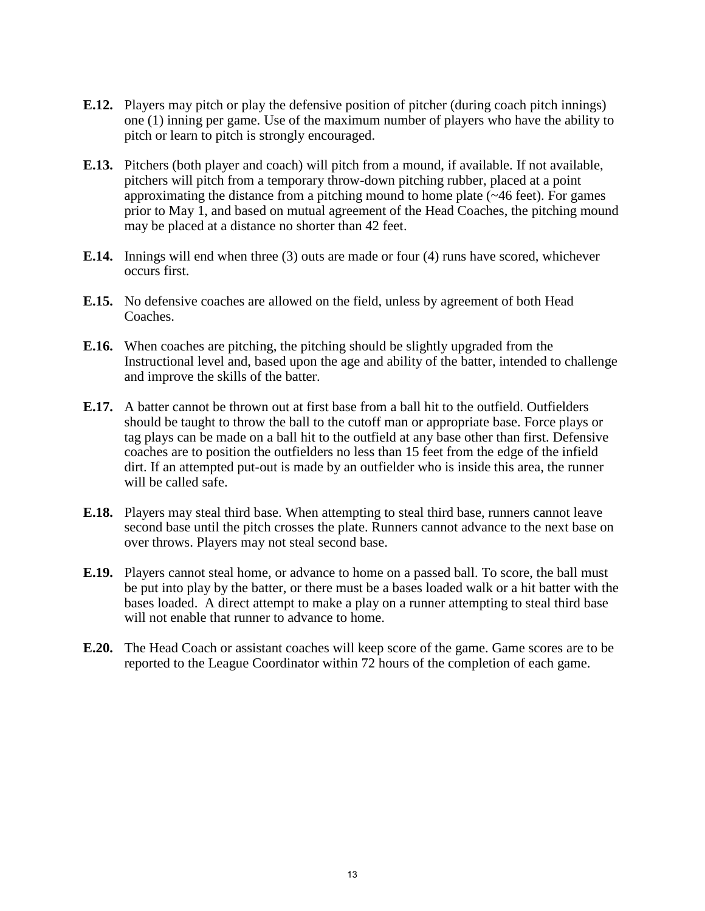**E.12.** Players may pitch or play the defensive position of pitcher (during coach pitch innings) one (1) inning per game. Use of the maximum number of players who have the ability to pitch or learn to pitch is strongly encouraged.

**E.13.** Pitchers (both player and coach) will pitch from a mound, if available. If not available, pitchers will pitch from a temporary throw-down pitching rubber, placed at a point approximating the distance from a pitching mound to home plate (~46 feet). For games prior to May 1, and based on mutual agreement of the Head Coaches, the pitching mound may be placed at a distance no shorter than 42 feet.

**E.14.** Innings will end when three (3) outs are made or four (4) runs have scored, whichever occurs first.

**E.15.** No defensive coaches are allowed on the field, unless by agreement of both Head Coaches.

**E.16.** When coaches are pitching, the pitching should be slightly upgraded from the Instructional level and, based upon the age and ability of the batter, intended to challenge and improve the skills of the batter.

**E.17.** A batter cannot be thrown out at first base from a ball hit to the outfield. Outfielders should be taught to throw the ball to the cutoff man or appropriate base. Force plays or tag plays can be made on a ball hit to the outfield at any base other than first. Defensive coaches are to position the outfielders no less than 15 feet from the edge of the infield dirt. If an attempted put-out is made by an outfielder who is inside this area, the runner will be called safe.

**E.18.** Players may steal third base. When attempting to steal third base, runners cannot leave second base until the pitch crosses the plate. Runners cannot advance to the next base on over throws. Players may not steal second base.

**E.19.** Players cannot steal home, or advance to home on a passed ball. To score, the ball must be put into play by the batter, or there must be a bases loaded walk or a hit batter with the bases loaded. A direct attempt to make a play on a runner attempting to steal third base will not enable that runner to advance to home.

**E.20.** The Head Coach or assistant coaches will keep score of the game. Game scores are to be reported to the League Coordinator within 72 hours of the completion of each game.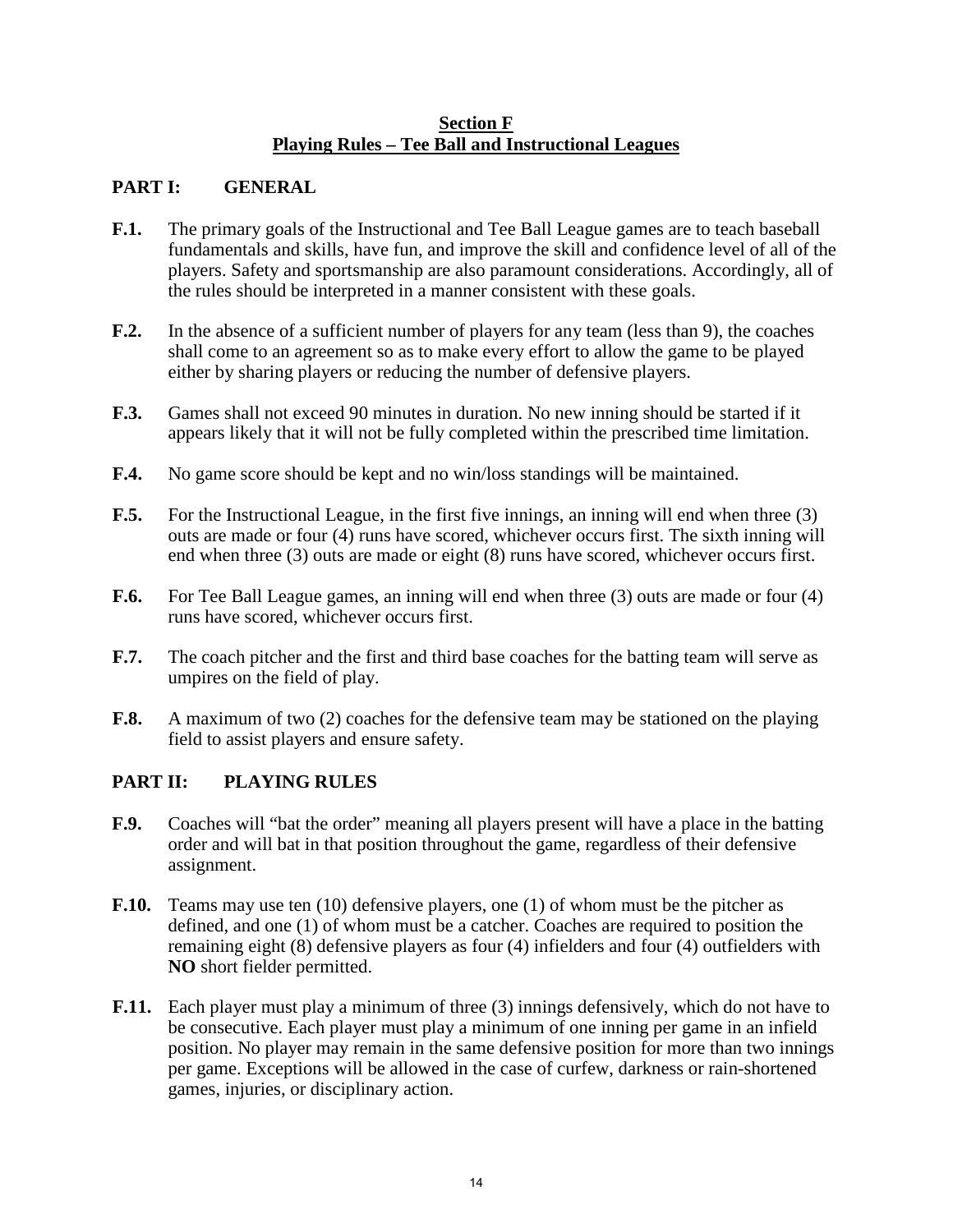## Section F
## Playing Rules – Tee Ball and Instructional Leagues

### PART I: GENERAL

**F.1.** The primary goals of the Instructional and Tee Ball League games are to teach baseball fundamentals and skills, have fun, and improve the skill and confidence level of all of the players. Safety and sportsmanship are also paramount considerations. Accordingly, all of the rules should be interpreted in a manner consistent with these goals.

**F.2.** In the absence of a sufficient number of players for any team (less than 9), the coaches shall come to an agreement so as to make every effort to allow the game to be played either by sharing players or reducing the number of defensive players.

**F.3.** Games shall not exceed 90 minutes in duration. No new inning should be started if it appears likely that it will not be fully completed within the prescribed time limitation.

**F.4.** No game score should be kept and no win/loss standings will be maintained.

**F.5.** For the Instructional League, in the first five innings, an inning will end when three (3) outs are made or four (4) runs have scored, whichever occurs first. The sixth inning will end when three (3) outs are made or eight (8) runs have scored, whichever occurs first.

**F.6.** For Tee Ball League games, an inning will end when three (3) outs are made or four (4) runs have scored, whichever occurs first.

**F.7.** The coach pitcher and the first and third base coaches for the batting team will serve as umpires on the field of play.

**F.8.** A maximum of two (2) coaches for the defensive team may be stationed on the playing field to assist players and ensure safety.

### PART II: PLAYING RULES

**F.9.** Coaches will "bat the order" meaning all players present will have a place in the batting order and will bat in that position throughout the game, regardless of their defensive assignment.

**F.10.** Teams may use ten (10) defensive players, one (1) of whom must be the pitcher as defined, and one (1) of whom must be a catcher. Coaches are required to position the remaining eight (8) defensive players as four (4) infielders and four (4) outfielders with **NO** short fielder permitted.

**F.11.** Each player must play a minimum of three (3) innings defensively, which do not have to be consecutive. Each player must play a minimum of one inning per game in an infield position. No player may remain in the same defensive position for more than two innings per game. Exceptions will be allowed in the case of curfew, darkness or rain-shortened games, injuries, or disciplinary action.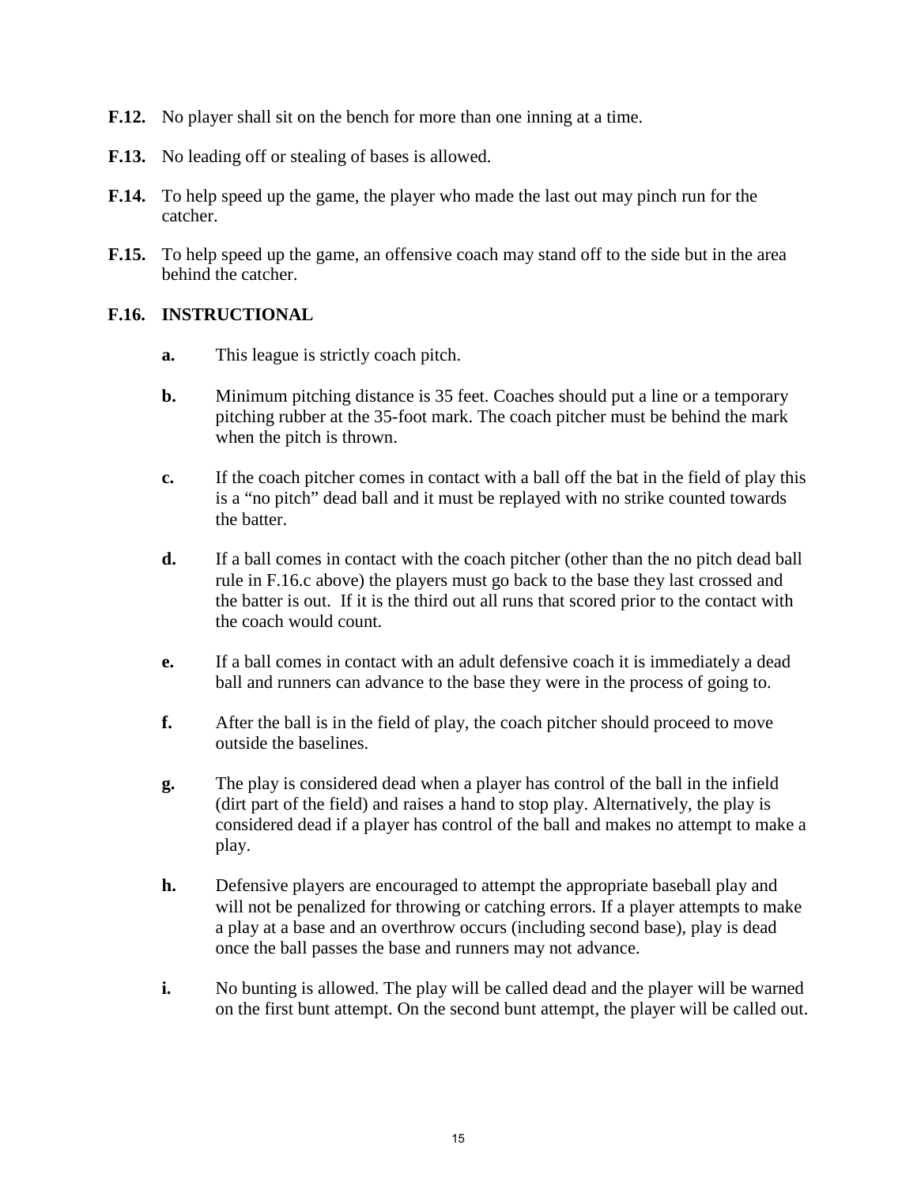**F.12.** No player shall sit on the bench for more than one inning at a time.

**F.13.** No leading off or stealing of bases is allowed.

**F.14.** To help speed up the game, the player who made the last out may pinch run for the catcher.

**F.15.** To help speed up the game, an offensive coach may stand off to the side but in the area behind the catcher.

**F.16. INSTRUCTIONAL**

- **a.** This league is strictly coach pitch.
- **b.** Minimum pitching distance is 35 feet. Coaches should put a line or a temporary pitching rubber at the 35-foot mark. The coach pitcher must be behind the mark when the pitch is thrown.
- **c.** If the coach pitcher comes in contact with a ball off the bat in the field of play this is a “no pitch” dead ball and it must be replayed with no strike counted towards the batter.
- **d.** If a ball comes in contact with the coach pitcher (other than the no pitch dead ball rule in F.16.c above) the players must go back to the base they last crossed and the batter is out. If it is the third out all runs that scored prior to the contact with the coach would count.
- **e.** If a ball comes in contact with an adult defensive coach it is immediately a dead ball and runners can advance to the base they were in the process of going to.
- **f.** After the ball is in the field of play, the coach pitcher should proceed to move outside the baselines.
- **g.** The play is considered dead when a player has control of the ball in the infield (dirt part of the field) and raises a hand to stop play. Alternatively, the play is considered dead if a player has control of the ball and makes no attempt to make a play.
- **h.** Defensive players are encouraged to attempt the appropriate baseball play and will not be penalized for throwing or catching errors. If a player attempts to make a play at a base and an overthrow occurs (including second base), play is dead once the ball passes the base and runners may not advance.
- **i.** No bunting is allowed. The play will be called dead and the player will be warned on the first bunt attempt. On the second bunt attempt, the player will be called out.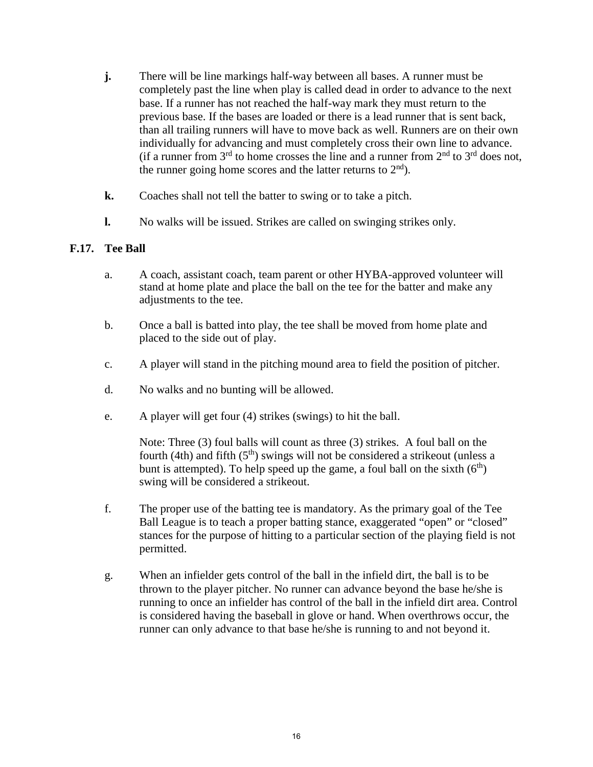**j.** There will be line markings half-way between all bases. A runner must be completely past the line when play is called dead in order to advance to the next base. If a runner has not reached the half-way mark they must return to the previous base. If the bases are loaded or there is a lead runner that is sent back, than all trailing runners will have to move back as well. Runners are on their own individually for advancing and must completely cross their own line to advance. (if a runner from 3rd to home crosses the line and a runner from 2nd to 3rd does not, the runner going home scores and the latter returns to 2nd).

**k.** Coaches shall not tell the batter to swing or to take a pitch.

**l.** No walks will be issued. Strikes are called on swinging strikes only.

## F.17. Tee Ball

a. A coach, assistant coach, team parent or other HYBA-approved volunteer will stand at home plate and place the ball on the tee for the batter and make any adjustments to the tee.

b. Once a ball is batted into play, the tee shall be moved from home plate and placed to the side out of play.

c. A player will stand in the pitching mound area to field the position of pitcher.

d. No walks and no bunting will be allowed.

e. A player will get four (4) strikes (swings) to hit the ball.

Note: Three (3) foul balls will count as three (3) strikes. A foul ball on the fourth (4th) and fifth (5th) swings will not be considered a strikeout (unless a bunt is attempted). To help speed up the game, a foul ball on the sixth (6th) swing will be considered a strikeout.

f. The proper use of the batting tee is mandatory. As the primary goal of the Tee Ball League is to teach a proper batting stance, exaggerated "open" or "closed" stances for the purpose of hitting to a particular section of the playing field is not permitted.

g. When an infielder gets control of the ball in the infield dirt, the ball is to be thrown to the player pitcher. No runner can advance beyond the base he/she is running to once an infielder has control of the ball in the infield dirt area. Control is considered having the baseball in glove or hand. When overthrows occur, the runner can only advance to that base he/she is running to and not beyond it.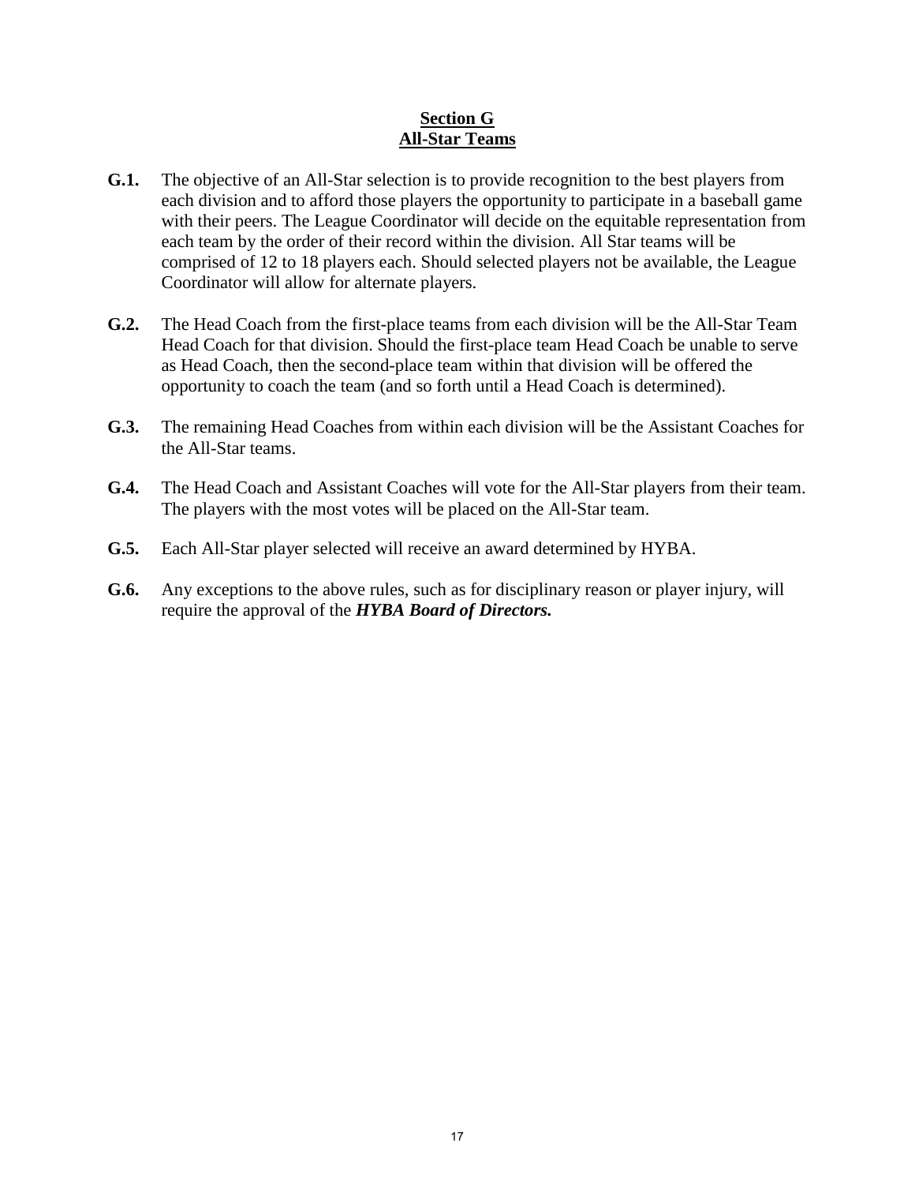## **Section G**
## **All-Star Teams**

**G.1.** The objective of an All-Star selection is to provide recognition to the best players from each division and to afford those players the opportunity to participate in a baseball game with their peers. The League Coordinator will decide on the equitable representation from each team by the order of their record within the division. All Star teams will be comprised of 12 to 18 players each. Should selected players not be available, the League Coordinator will allow for alternate players.

**G.2.** The Head Coach from the first-place teams from each division will be the All-Star Team Head Coach for that division. Should the first-place team Head Coach be unable to serve as Head Coach, then the second-place team within that division will be offered the opportunity to coach the team (and so forth until a Head Coach is determined).

**G.3.** The remaining Head Coaches from within each division will be the Assistant Coaches for the All-Star teams.

**G.4.** The Head Coach and Assistant Coaches will vote for the All-Star players from their team. The players with the most votes will be placed on the All-Star team.

**G.5.** Each All-Star player selected will receive an award determined by HYBA.

**G.6.** Any exceptions to the above rules, such as for disciplinary reason or player injury, will require the approval of the ***HYBA Board of Directors.***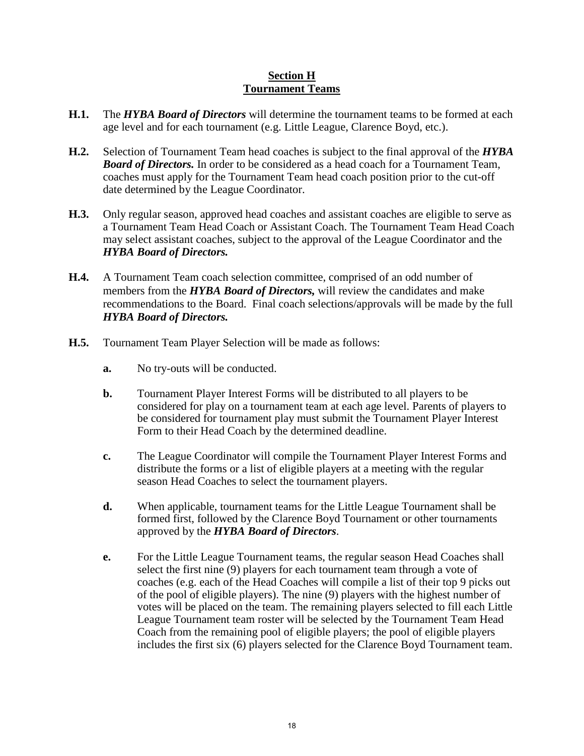## Section H
## Tournament Teams

**H.1.** The ***HYBA Board of Directors*** will determine the tournament teams to be formed at each age level and for each tournament (e.g. Little League, Clarence Boyd, etc.).

**H.2.** Selection of Tournament Team head coaches is subject to the final approval of the ***HYBA Board of Directors.*** In order to be considered as a head coach for a Tournament Team, coaches must apply for the Tournament Team head coach position prior to the cut-off date determined by the League Coordinator.

**H.3.** Only regular season, approved head coaches and assistant coaches are eligible to serve as a Tournament Team Head Coach or Assistant Coach. The Tournament Team Head Coach may select assistant coaches, subject to the approval of the League Coordinator and the ***HYBA Board of Directors.***

**H.4.** A Tournament Team coach selection committee, comprised of an odd number of members from the ***HYBA Board of Directors,*** will review the candidates and make recommendations to the Board. Final coach selections/approvals will be made by the full ***HYBA Board of Directors.***

**H.5.** Tournament Team Player Selection will be made as follows:

- **a.** No try-outs will be conducted.
- **b.** Tournament Player Interest Forms will be distributed to all players to be considered for play on a tournament team at each age level. Parents of players to be considered for tournament play must submit the Tournament Player Interest Form to their Head Coach by the determined deadline.
- **c.** The League Coordinator will compile the Tournament Player Interest Forms and distribute the forms or a list of eligible players at a meeting with the regular season Head Coaches to select the tournament players.
- **d.** When applicable, tournament teams for the Little League Tournament shall be formed first, followed by the Clarence Boyd Tournament or other tournaments approved by the ***HYBA Board of Directors***.
- **e.** For the Little League Tournament teams, the regular season Head Coaches shall select the first nine (9) players for each tournament team through a vote of coaches (e.g. each of the Head Coaches will compile a list of their top 9 picks out of the pool of eligible players). The nine (9) players with the highest number of votes will be placed on the team. The remaining players selected to fill each Little League Tournament team roster will be selected by the Tournament Team Head Coach from the remaining pool of eligible players; the pool of eligible players includes the first six (6) players selected for the Clarence Boyd Tournament team.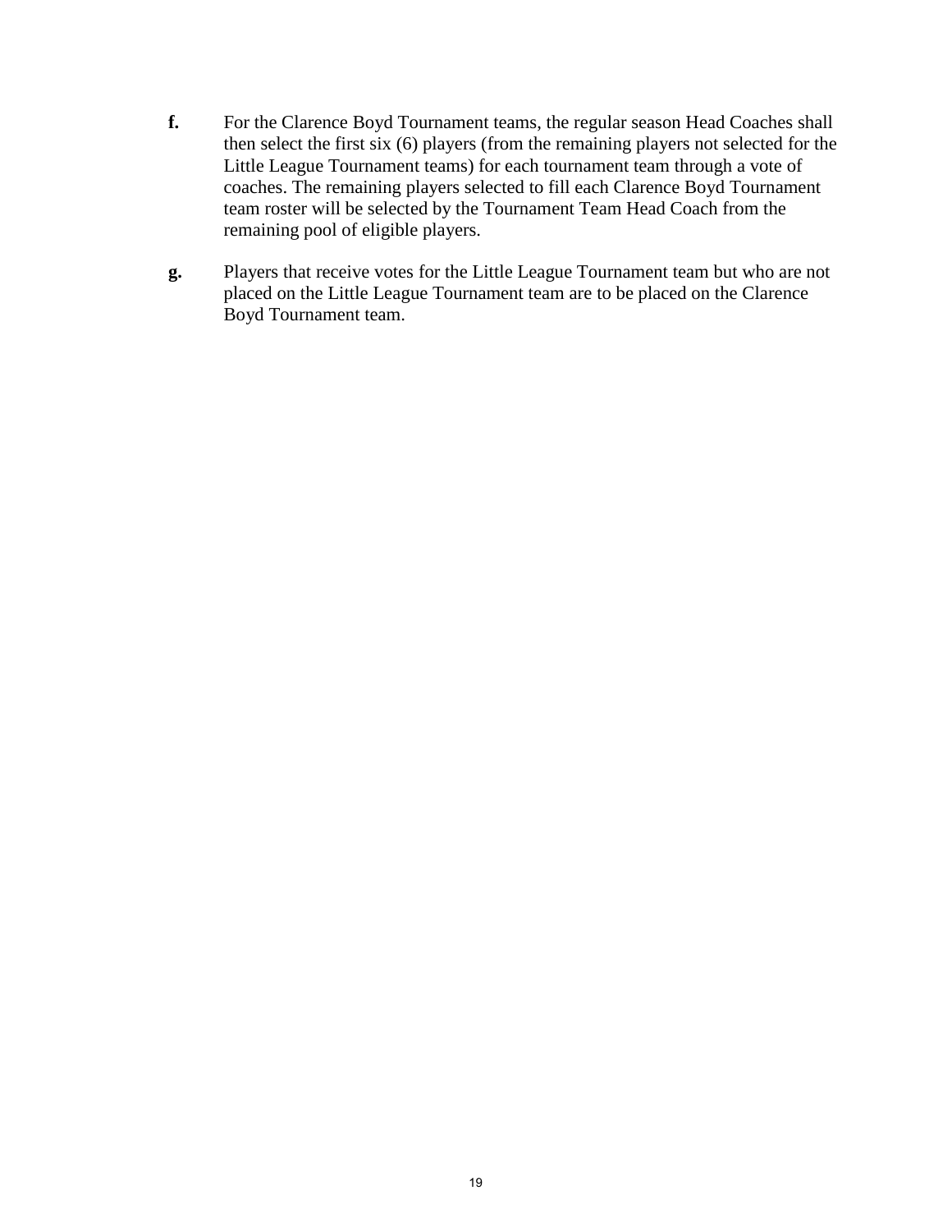**f.** For the Clarence Boyd Tournament teams, the regular season Head Coaches shall then select the first six (6) players (from the remaining players not selected for the Little League Tournament teams) for each tournament team through a vote of coaches. The remaining players selected to fill each Clarence Boyd Tournament team roster will be selected by the Tournament Team Head Coach from the remaining pool of eligible players.

**g.** Players that receive votes for the Little League Tournament team but who are not placed on the Little League Tournament team are to be placed on the Clarence Boyd Tournament team.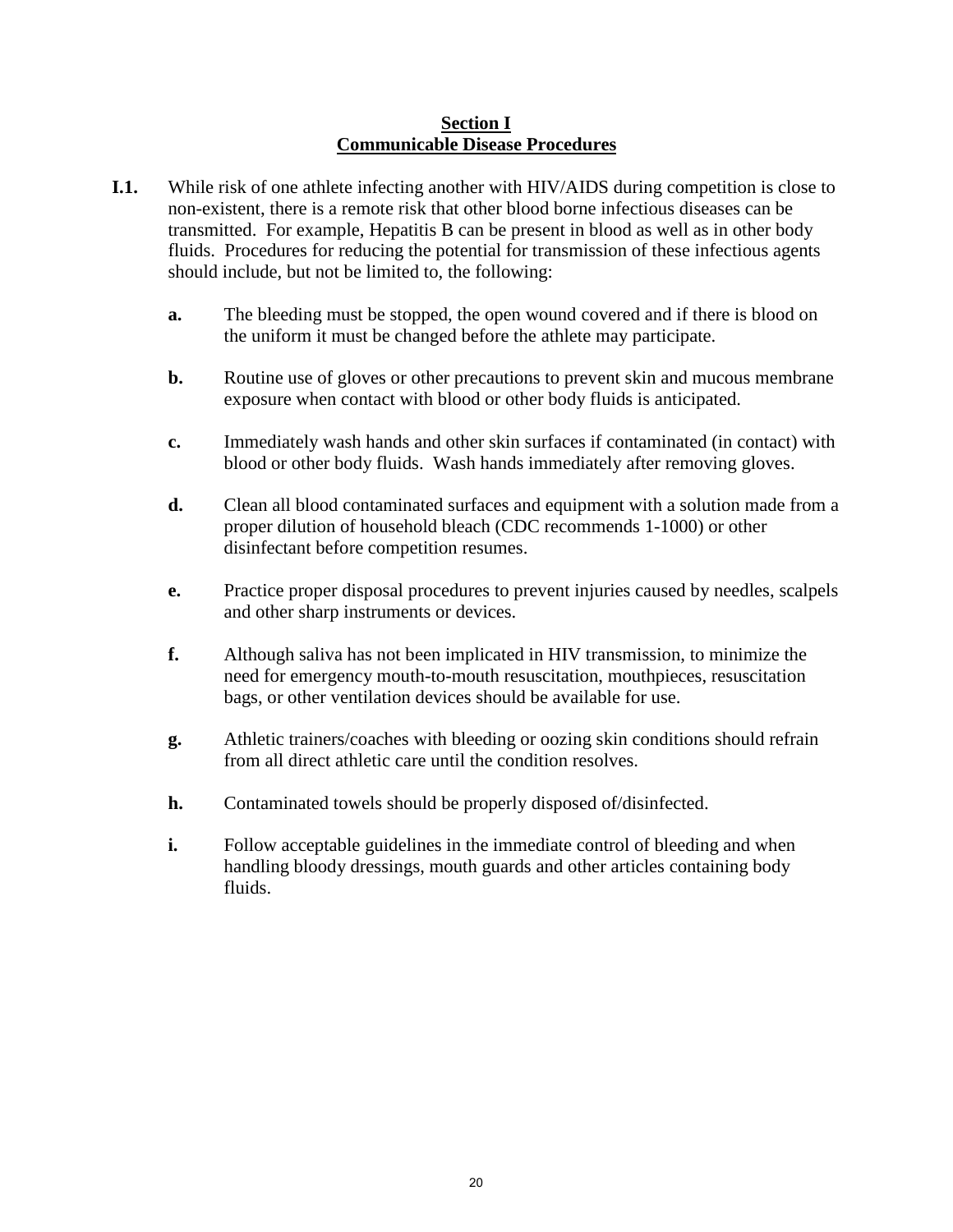## Section I
## Communicable Disease Procedures

**I.1.** While risk of one athlete infecting another with HIV/AIDS during competition is close to non-existent, there is a remote risk that other blood borne infectious diseases can be transmitted. For example, Hepatitis B can be present in blood as well as in other body fluids. Procedures for reducing the potential for transmission of these infectious agents should include, but not be limited to, the following:

- **a.** The bleeding must be stopped, the open wound covered and if there is blood on the uniform it must be changed before the athlete may participate.
- **b.** Routine use of gloves or other precautions to prevent skin and mucous membrane exposure when contact with blood or other body fluids is anticipated.
- **c.** Immediately wash hands and other skin surfaces if contaminated (in contact) with blood or other body fluids. Wash hands immediately after removing gloves.
- **d.** Clean all blood contaminated surfaces and equipment with a solution made from a proper dilution of household bleach (CDC recommends 1-1000) or other disinfectant before competition resumes.
- **e.** Practice proper disposal procedures to prevent injuries caused by needles, scalpels and other sharp instruments or devices.
- **f.** Although saliva has not been implicated in HIV transmission, to minimize the need for emergency mouth-to-mouth resuscitation, mouthpieces, resuscitation bags, or other ventilation devices should be available for use.
- **g.** Athletic trainers/coaches with bleeding or oozing skin conditions should refrain from all direct athletic care until the condition resolves.
- **h.** Contaminated towels should be properly disposed of/disinfected.
- **i.** Follow acceptable guidelines in the immediate control of bleeding and when handling bloody dressings, mouth guards and other articles containing body fluids.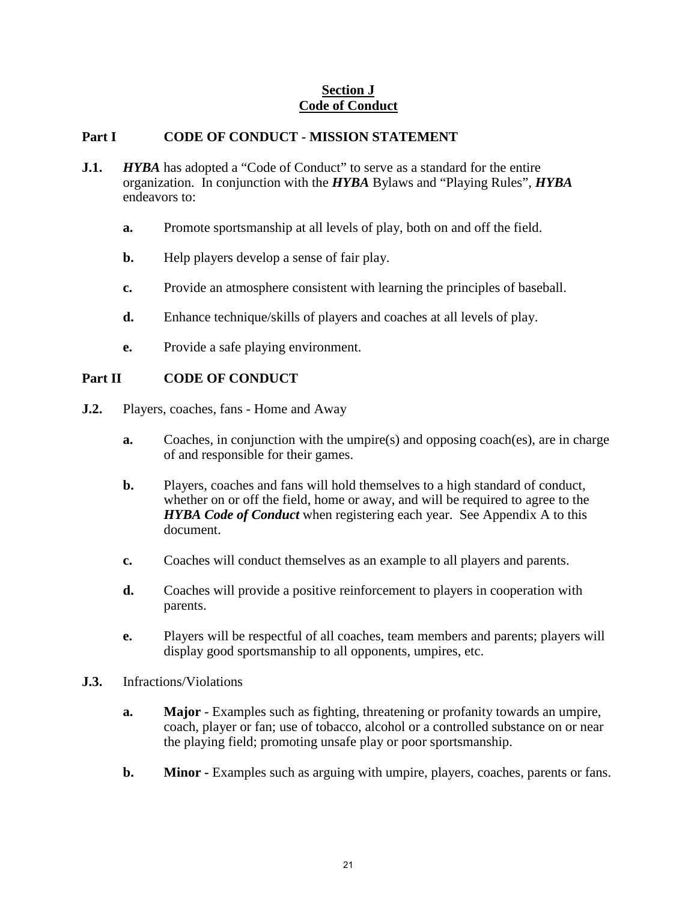# **Section J**
# **Code of Conduct**

## **Part I CODE OF CONDUCT - MISSION STATEMENT**

**J.1.** ***HYBA*** has adopted a “Code of Conduct” to serve as a standard for the entire organization. In conjunction with the ***HYBA*** Bylaws and “Playing Rules”, ***HYBA*** endeavors to:

- **a.** Promote sportsmanship at all levels of play, both on and off the field.
- **b.** Help players develop a sense of fair play.
- **c.** Provide an atmosphere consistent with learning the principles of baseball.
- **d.** Enhance technique/skills of players and coaches at all levels of play.
- **e.** Provide a safe playing environment.

## **Part II CODE OF CONDUCT**

**J.2.** Players, coaches, fans - Home and Away

- **a.** Coaches, in conjunction with the umpire(s) and opposing coach(es), are in charge of and responsible for their games.
- **b.** Players, coaches and fans will hold themselves to a high standard of conduct, whether on or off the field, home or away, and will be required to agree to the ***HYBA Code of Conduct*** when registering each year. See Appendix A to this document.
- **c.** Coaches will conduct themselves as an example to all players and parents.
- **d.** Coaches will provide a positive reinforcement to players in cooperation with parents.
- **e.** Players will be respectful of all coaches, team members and parents; players will display good sportsmanship to all opponents, umpires, etc.

**J.3.** Infractions/Violations

- **a.** **Major** - Examples such as fighting, threatening or profanity towards an umpire, coach, player or fan; use of tobacco, alcohol or a controlled substance on or near the playing field; promoting unsafe play or poor sportsmanship.
- **b.** **Minor -** Examples such as arguing with umpire, players, coaches, parents or fans.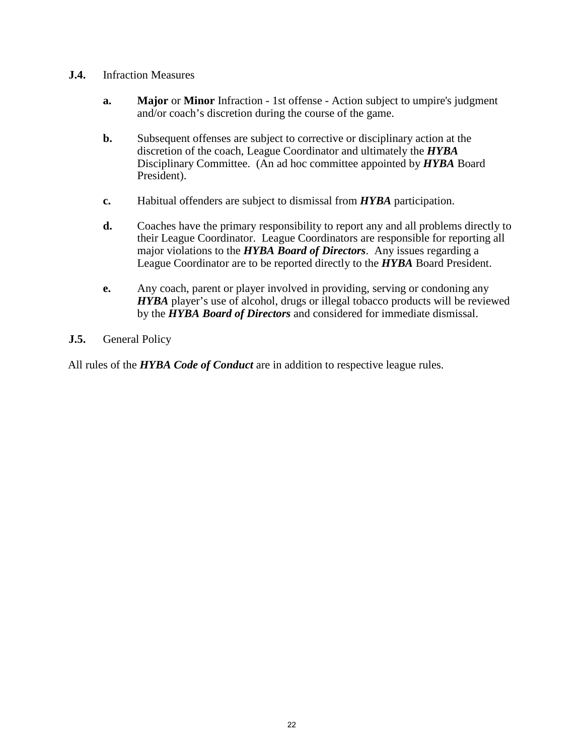**J.4.** Infraction Measures

- **a.** **Major** or **Minor** Infraction - 1st offense - Action subject to umpire's judgment and/or coach's discretion during the course of the game.

- **b.** Subsequent offenses are subject to corrective or disciplinary action at the discretion of the coach, League Coordinator and ultimately the ***HYBA*** Disciplinary Committee. (An ad hoc committee appointed by ***HYBA*** Board President).

- **c.** Habitual offenders are subject to dismissal from ***HYBA*** participation.

- **d.** Coaches have the primary responsibility to report any and all problems directly to their League Coordinator. League Coordinators are responsible for reporting all major violations to the ***HYBA Board of Directors***. Any issues regarding a League Coordinator are to be reported directly to the ***HYBA*** Board President.

- **e.** Any coach, parent or player involved in providing, serving or condoning any ***HYBA*** player's use of alcohol, drugs or illegal tobacco products will be reviewed by the ***HYBA Board of Directors*** and considered for immediate dismissal.

**J.5.** General Policy

All rules of the ***HYBA Code of Conduct*** are in addition to respective league rules.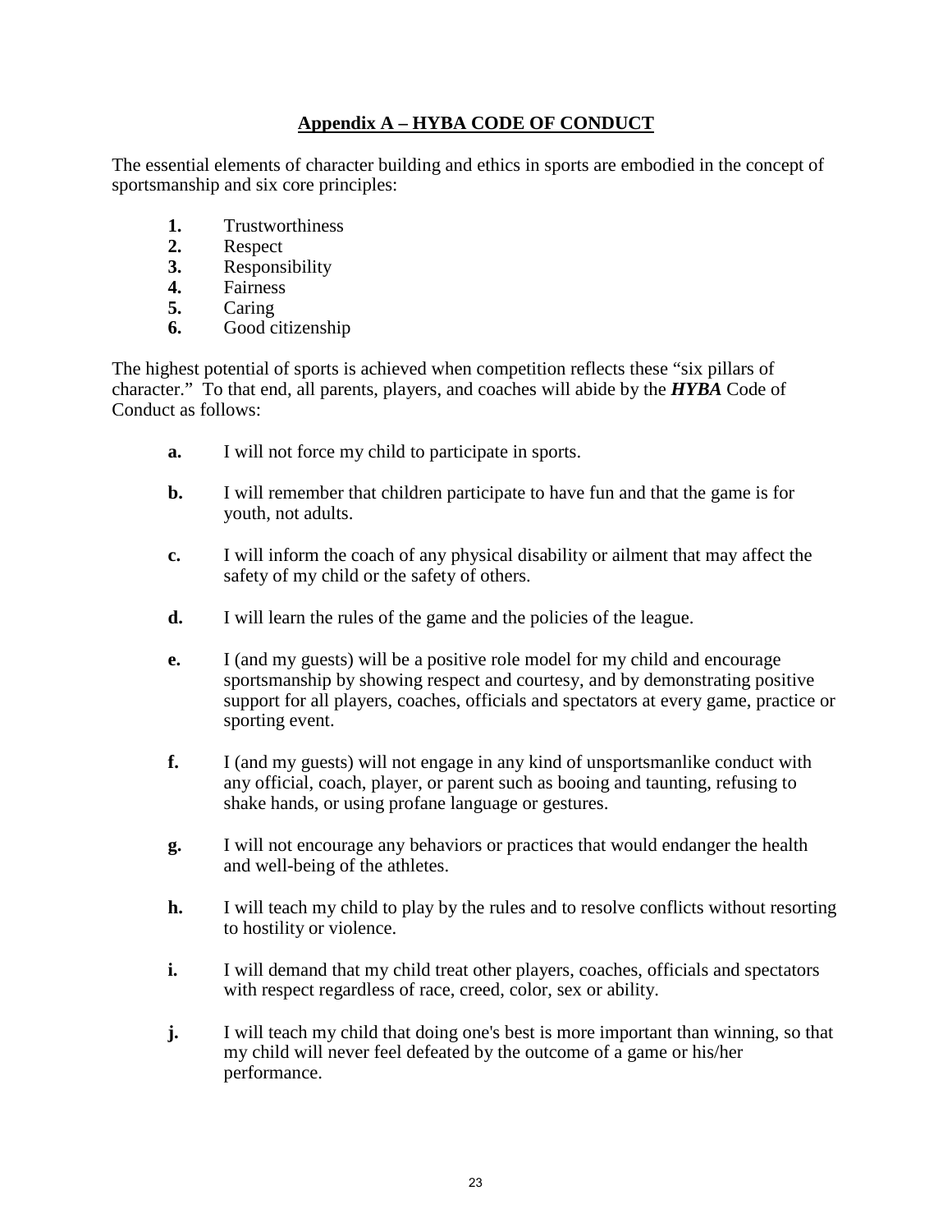## Appendix A – HYBA CODE OF CONDUCT

The essential elements of character building and ethics in sports are embodied in the concept of sportsmanship and six core principles:

1. Trustworthiness
2. Respect
3. Responsibility
4. Fairness
5. Caring
6. Good citizenship

The highest potential of sports is achieved when competition reflects these "six pillars of character." To that end, all parents, players, and coaches will abide by the ***HYBA*** Code of Conduct as follows:

- **a.** I will not force my child to participate in sports.
- **b.** I will remember that children participate to have fun and that the game is for youth, not adults.
- **c.** I will inform the coach of any physical disability or ailment that may affect the safety of my child or the safety of others.
- **d.** I will learn the rules of the game and the policies of the league.
- **e.** I (and my guests) will be a positive role model for my child and encourage sportsmanship by showing respect and courtesy, and by demonstrating positive support for all players, coaches, officials and spectators at every game, practice or sporting event.
- **f.** I (and my guests) will not engage in any kind of unsportsmanlike conduct with any official, coach, player, or parent such as booing and taunting, refusing to shake hands, or using profane language or gestures.
- **g.** I will not encourage any behaviors or practices that would endanger the health and well-being of the athletes.
- **h.** I will teach my child to play by the rules and to resolve conflicts without resorting to hostility or violence.
- **i.** I will demand that my child treat other players, coaches, officials and spectators with respect regardless of race, creed, color, sex or ability.
- **j.** I will teach my child that doing one's best is more important than winning, so that my child will never feel defeated by the outcome of a game or his/her performance.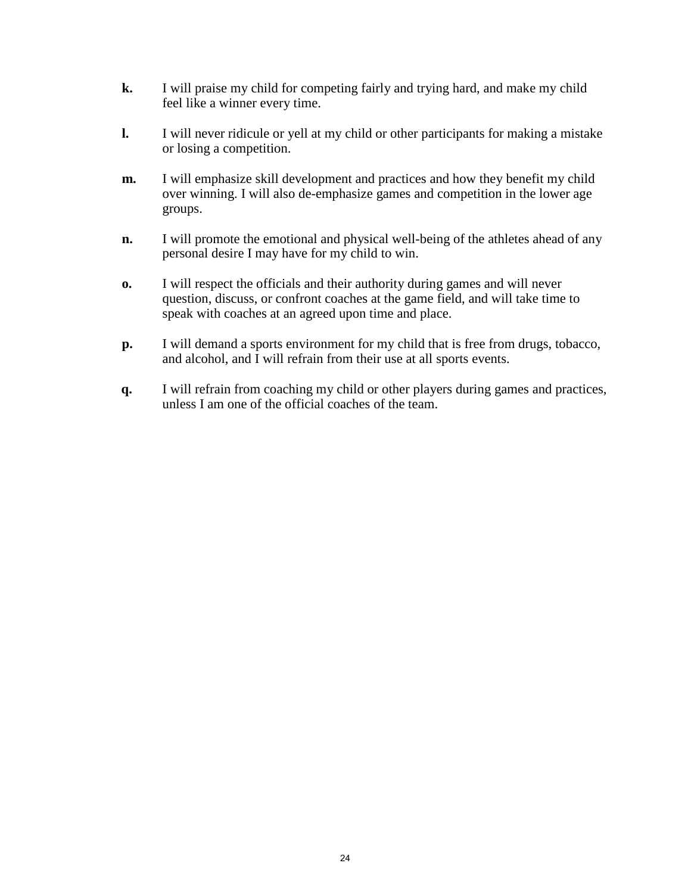**k.** I will praise my child for competing fairly and trying hard, and make my child feel like a winner every time.

**l.** I will never ridicule or yell at my child or other participants for making a mistake or losing a competition.

**m.** I will emphasize skill development and practices and how they benefit my child over winning. I will also de-emphasize games and competition in the lower age groups.

**n.** I will promote the emotional and physical well-being of the athletes ahead of any personal desire I may have for my child to win.

**o.** I will respect the officials and their authority during games and will never question, discuss, or confront coaches at the game field, and will take time to speak with coaches at an agreed upon time and place.

**p.** I will demand a sports environment for my child that is free from drugs, tobacco, and alcohol, and I will refrain from their use at all sports events.

**q.** I will refrain from coaching my child or other players during games and practices, unless I am one of the official coaches of the team.